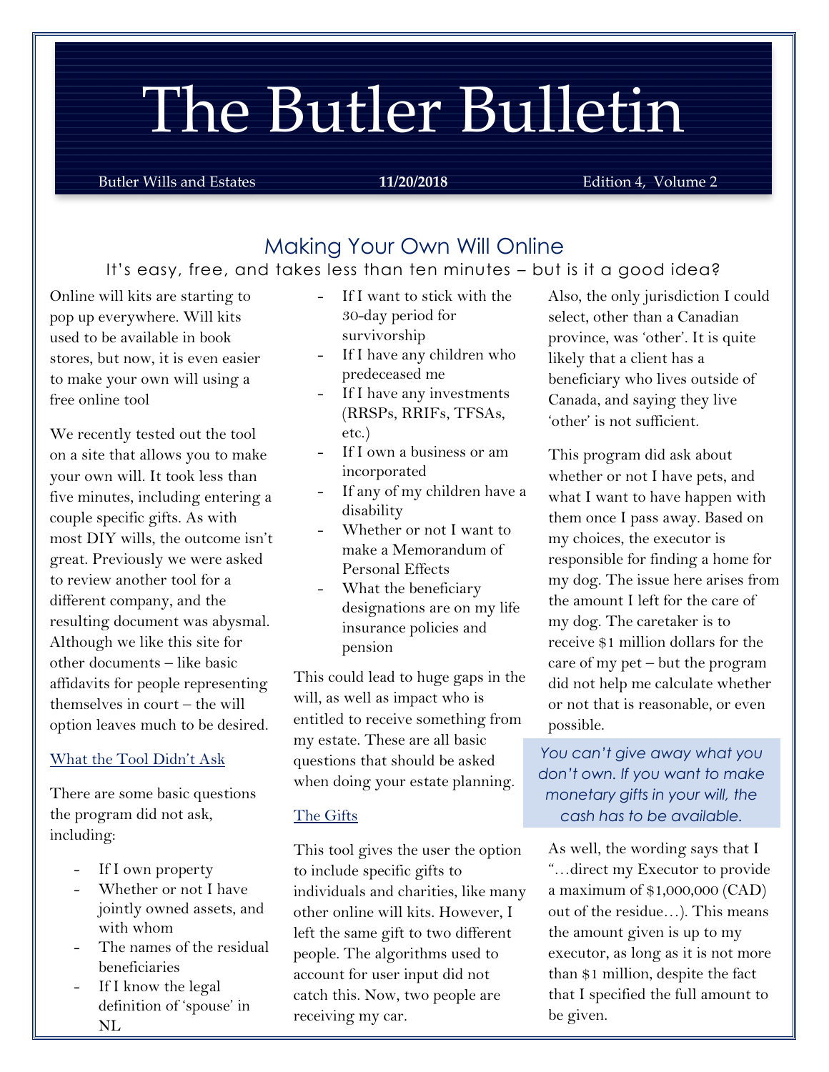# The Butler Bulletin

Butler Wills and Estates **11/20/2018** Edition 4, Volume 2

## Making Your Own Will Online

It's easy, free, and takes less than ten minutes – but is it a good idea?

Online will kits are starting to pop up everywhere. Will kits used to be available in book stores, but now, it is even easier to make your own will using a free online tool

We recently tested out the tool on a site that allows you to make your own will. It took less than five minutes, including entering a couple specific gifts. As with most DIY wills, the outcome isn't great. Previously we were asked to review another tool for a different company, and the resulting document was abysmal. Although we like this site for other documents – like basic affidavits for people representing themselves in court – the will option leaves much to be desired.

### What the Tool Didn't Ask

There are some basic questions the program did not ask, including:

- If I own property
- Whether or not I have jointly owned assets, and with whom
- The names of the residual beneficiaries
- If I know the legal definition of 'spouse' in NL
- If I want to stick with the 30-day period for survivorship
- If I have any children who predeceased me
- If I have any investments (RRSPs, RRIFs, TFSAs, etc.)
- If I own a business or am incorporated
- If any of my children have a disability
- Whether or not I want to make a Memorandum of Personal Effects
- What the beneficiary designations are on my life insurance policies and pension

This could lead to huge gaps in the will, as well as impact who is entitled to receive something from my estate. These are all basic questions that should be asked when doing your estate planning.

### The Gifts

This tool gives the user the option to include specific gifts to individuals and charities, like many other online will kits. However, I left the same gift to two different people. The algorithms used to account for user input did not catch this. Now, two people are receiving my car.

Also, the only jurisdiction I could select, other than a Canadian province, was 'other'. It is quite likely that a client has a beneficiary who lives outside of Canada, and saying they live 'other' is not sufficient.

This program did ask about whether or not I have pets, and what I want to have happen with them once I pass away. Based on my choices, the executor is responsible for finding a home for my dog. The issue here arises from the amount I left for the care of my dog. The caretaker is to receive $1 million dollars for the care of my pet – but the program did not help me calculate whether or not that is reasonable, or even possible.

> *You can't give away what you don't own. If you want to make monetary gifts in your will, the cash has to be available.*

As well, the wording says that I "…direct my Executor to provide a maximum of $1,000,000 (CAD) out of the residue…). This means the amount given is up to my executor, as long as it is not more than $1 million, despite the fact that I specified the full amount to be given.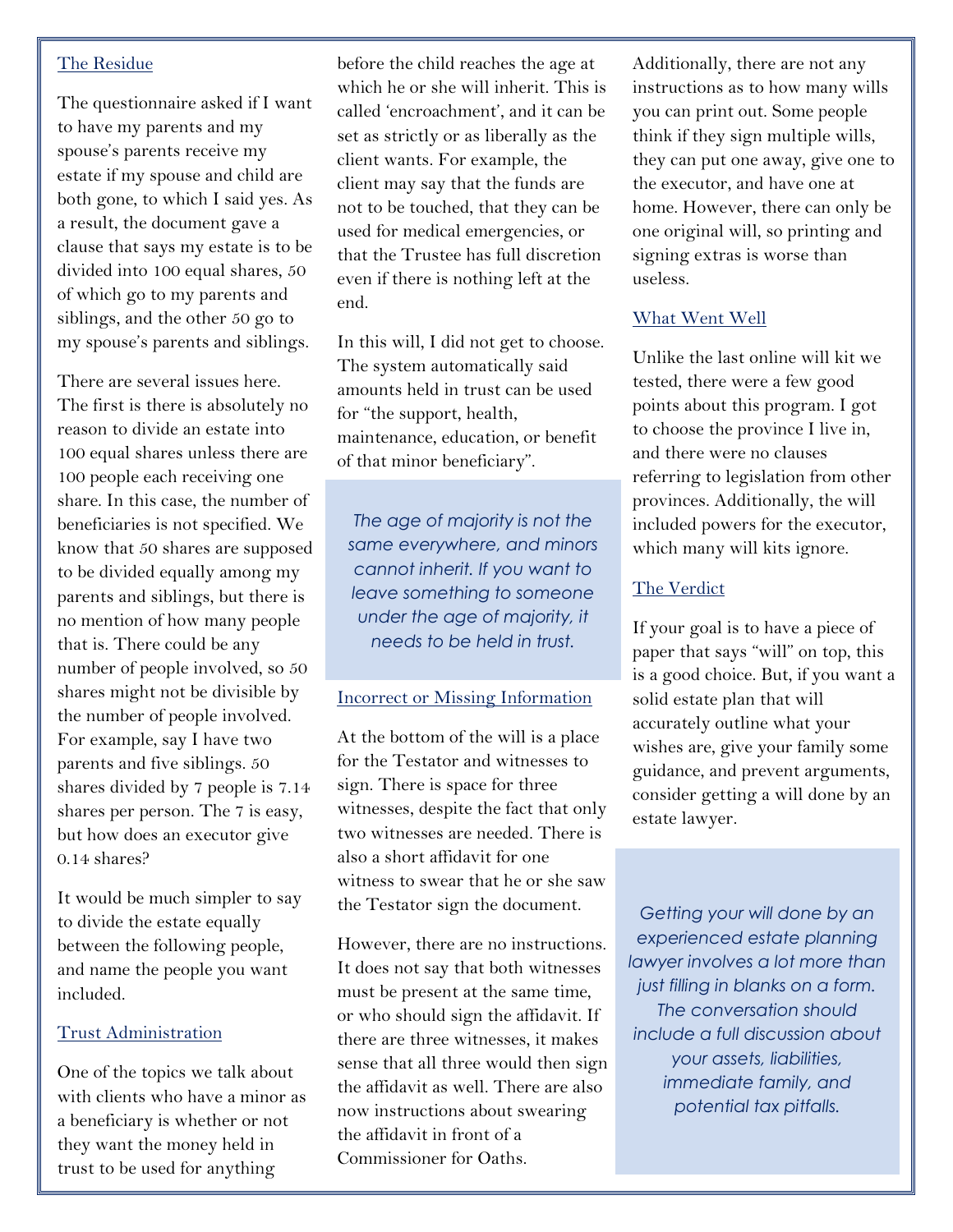### The Residue

The questionnaire asked if I want to have my parents and my spouse's parents receive my estate if my spouse and child are both gone, to which I said yes. As a result, the document gave a clause that says my estate is to be divided into 100 equal shares, 50 of which go to my parents and siblings, and the other 50 go to my spouse's parents and siblings.

There are several issues here. The first is there is absolutely no reason to divide an estate into 100 equal shares unless there are 100 people each receiving one share. In this case, the number of beneficiaries is not specified. We know that 50 shares are supposed to be divided equally among my parents and siblings, but there is no mention of how many people that is. There could be any number of people involved, so 50 shares might not be divisible by the number of people involved. For example, say I have two parents and five siblings. 50 shares divided by 7 people is 7.14 shares per person. The 7 is easy, but how does an executor give 0.14 shares?

It would be much simpler to say to divide the estate equally between the following people, and name the people you want included.

### Trust Administration

One of the topics we talk about with clients who have a minor as a beneficiary is whether or not they want the money held in trust to be used for anything before the child reaches the age at which he or she will inherit. This is called 'encroachment', and it can be set as strictly or as liberally as the client wants. For example, the client may say that the funds are not to be touched, that they can be used for medical emergencies, or that the Trustee has full discretion even if there is nothing left at the end.

In this will, I did not get to choose. The system automatically said amounts held in trust can be used for "the support, health, maintenance, education, or benefit of that minor beneficiary".

> *The age of majority is not the same everywhere, and minors cannot inherit. If you want to leave something to someone under the age of majority, it needs to be held in trust.*

### Incorrect or Missing Information

At the bottom of the will is a place for the Testator and witnesses to sign. There is space for three witnesses, despite the fact that only two witnesses are needed. There is also a short affidavit for one witness to swear that he or she saw the Testator sign the document.

However, there are no instructions. It does not say that both witnesses must be present at the same time, or who should sign the affidavit. If there are three witnesses, it makes sense that all three would then sign the affidavit as well. There are also now instructions about swearing the affidavit in front of a Commissioner for Oaths.

Additionally, there are not any instructions as to how many wills you can print out. Some people think if they sign multiple wills, they can put one away, give one to the executor, and have one at home. However, there can only be one original will, so printing and signing extras is worse than useless.

### What Went Well

Unlike the last online will kit we tested, there were a few good points about this program. I got to choose the province I live in, and there were no clauses referring to legislation from other provinces. Additionally, the will included powers for the executor, which many will kits ignore.

### The Verdict

If your goal is to have a piece of paper that says "will" on top, this is a good choice. But, if you want a solid estate plan that will accurately outline what your wishes are, give your family some guidance, and prevent arguments, consider getting a will done by an estate lawyer.

> *Getting your will done by an experienced estate planning lawyer involves a lot more than just filling in blanks on a form. The conversation should include a full discussion about your assets, liabilities, immediate family, and potential tax pitfalls.*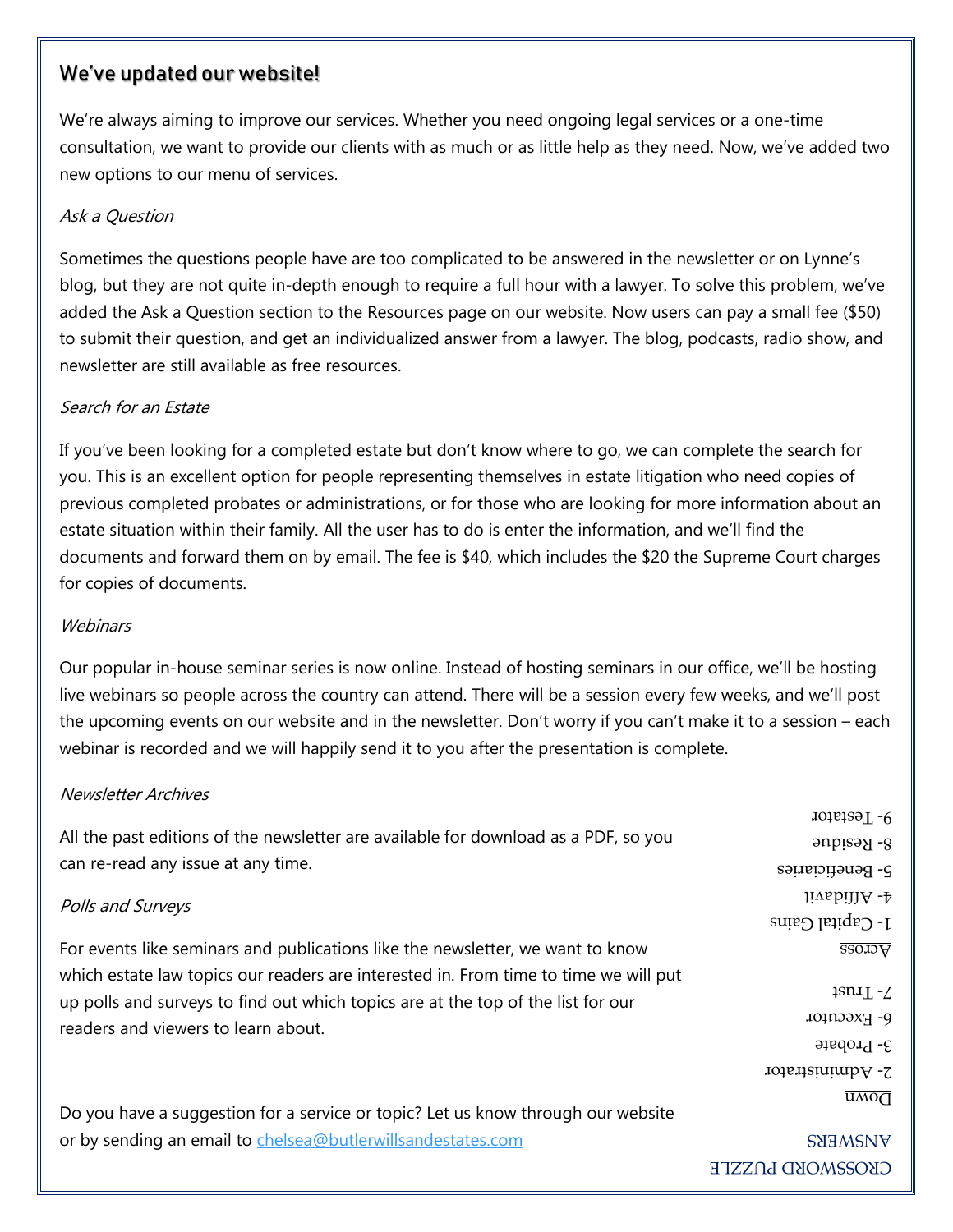## We've updated our website!

We're always aiming to improve our services. Whether you need ongoing legal services or a one-time consultation, we want to provide our clients with as much or as little help as they need. Now, we've added two new options to our menu of services.

*Ask a Question*

Sometimes the questions people have are too complicated to be answered in the newsletter or on Lynne's blog, but they are not quite in-depth enough to require a full hour with a lawyer. To solve this problem, we've added the Ask a Question section to the Resources page on our website. Now users can pay a small fee ($50) to submit their question, and get an individualized answer from a lawyer. The blog, podcasts, radio show, and newsletter are still available as free resources.

*Search for an Estate*

If you've been looking for a completed estate but don't know where to go, we can complete the search for you. This is an excellent option for people representing themselves in estate litigation who need copies of previous completed probates or administrations, or for those who are looking for more information about an estate situation within their family. All the user has to do is enter the information, and we'll find the documents and forward them on by email. The fee is $40, which includes the $20 the Supreme Court charges for copies of documents.

*Webinars*

Our popular in-house seminar series is now online. Instead of hosting seminars in our office, we'll be hosting live webinars so people across the country can attend. There will be a session every few weeks, and we'll post the upcoming events on our website and in the newsletter. Don't worry if you can't make it to a session – each webinar is recorded and we will happily send it to you after the presentation is complete.

*Newsletter Archives*

All the past editions of the newsletter are available for download as a PDF, so you can re-read any issue at any time.

*Polls and Surveys*

For events like seminars and publications like the newsletter, we want to know which estate law topics our readers are interested in. From time to time we will put up polls and surveys to find out which topics are at the top of the list for our readers and viewers to learn about.

Do you have a suggestion for a service or topic? Let us know through our website or by sending an email to chelsea@butlerwillsandestates.com

CROSSWORD PUZZLE

ANSWERS

Down

2- Administrator

3- Probate

6- Executor

7- Trust

Across

1- Capital Gains

4- Affidavit

5- Beneficiaries

8- Residue

9- Testator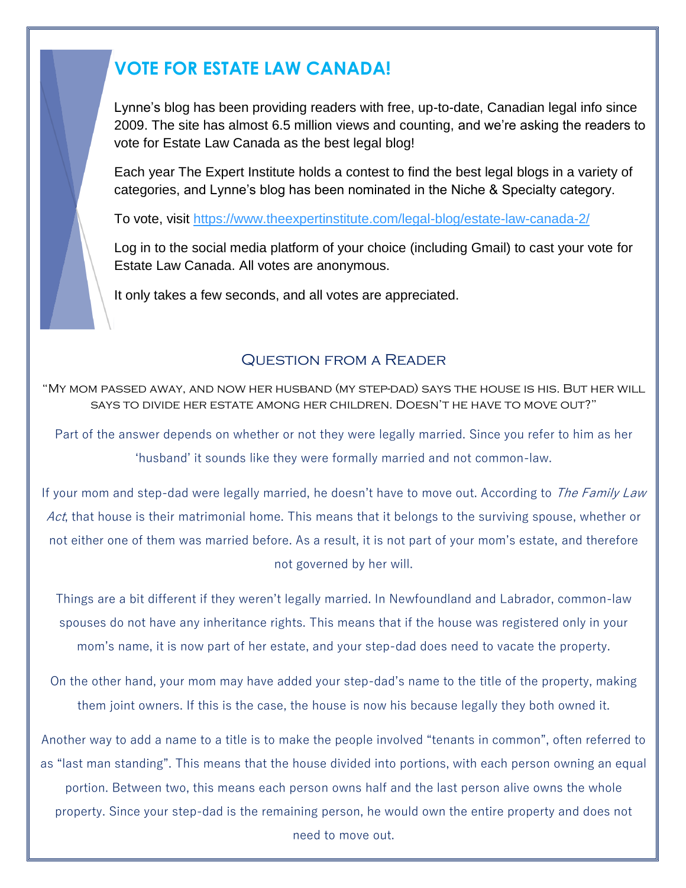## VOTE FOR ESTATE LAW CANADA!

Lynne's blog has been providing readers with free, up-to-date, Canadian legal info since 2009. The site has almost 6.5 million views and counting, and we're asking the readers to vote for Estate Law Canada as the best legal blog!

Each year The Expert Institute holds a contest to find the best legal blogs in a variety of categories, and Lynne's blog has been nominated in the Niche & Specialty category.

To vote, visit https://www.theexpertinstitute.com/legal-blog/estate-law-canada-2/

Log in to the social media platform of your choice (including Gmail) to cast your vote for Estate Law Canada. All votes are anonymous.

It only takes a few seconds, and all votes are appreciated.

## Question from a Reader

"My mom passed away, and now her husband (my step-dad) says the house is his. But her will says to divide her estate among her children. Doesn't he have to move out?"

Part of the answer depends on whether or not they were legally married. Since you refer to him as her 'husband' it sounds like they were formally married and not common-law.

If your mom and step-dad were legally married, he doesn't have to move out. According to *The Family Law Act*, that house is their matrimonial home. This means that it belongs to the surviving spouse, whether or not either one of them was married before. As a result, it is not part of your mom's estate, and therefore not governed by her will.

Things are a bit different if they weren't legally married. In Newfoundland and Labrador, common-law spouses do not have any inheritance rights. This means that if the house was registered only in your mom's name, it is now part of her estate, and your step-dad does need to vacate the property.

On the other hand, your mom may have added your step-dad's name to the title of the property, making them joint owners. If this is the case, the house is now his because legally they both owned it.

Another way to add a name to a title is to make the people involved "tenants in common", often referred to as "last man standing". This means that the house divided into portions, with each person owning an equal portion. Between two, this means each person owns half and the last person alive owns the whole property. Since your step-dad is the remaining person, he would own the entire property and does not need to move out.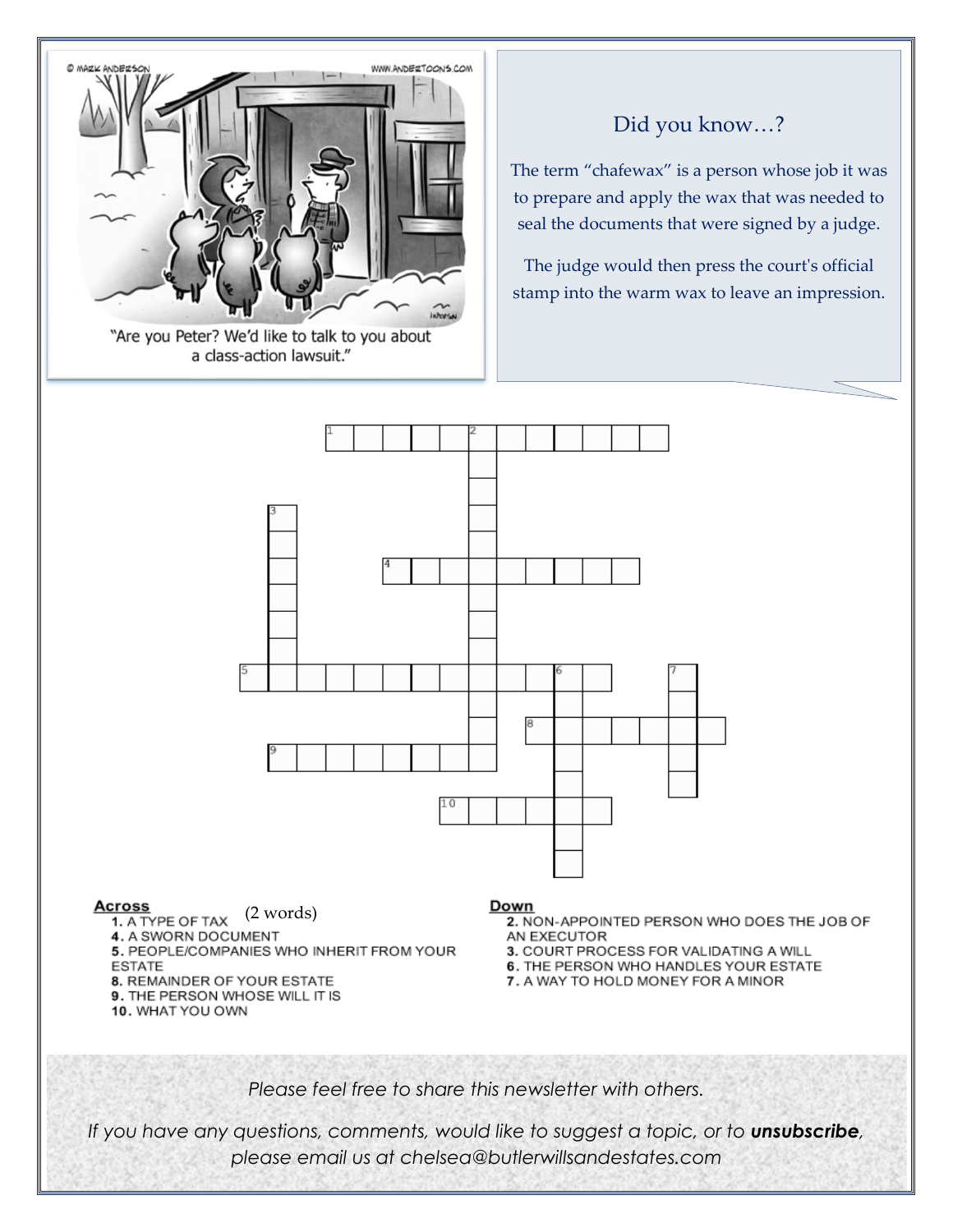"Are you Peter? We'd like to talk to you about a class-action lawsuit."

## Did you know…?

The term "chafewax" is a person whose job it was to prepare and apply the wax that was needed to seal the documents that were signed by a judge.

The judge would then press the court's official stamp into the warm wax to leave an impression.

**Across**

1. A TYPE OF TAX (2 words)
4. A SWORN DOCUMENT
5. PEOPLE/COMPANIES WHO INHERIT FROM YOUR ESTATE
8. REMAINDER OF YOUR ESTATE
9. THE PERSON WHOSE WILL IT IS
10. WHAT YOU OWN

**Down**

2. NON-APPOINTED PERSON WHO DOES THE JOB OF AN EXECUTOR
3. COURT PROCESS FOR VALIDATING A WILL
6. THE PERSON WHO HANDLES YOUR ESTATE
7. A WAY TO HOLD MONEY FOR A MINOR

*Please feel free to share this newsletter with others.*

*If you have any questions, comments, would like to suggest a topic, or to* ***unsubscribe****, please email us at chelsea@butlerwillsandestates.com*